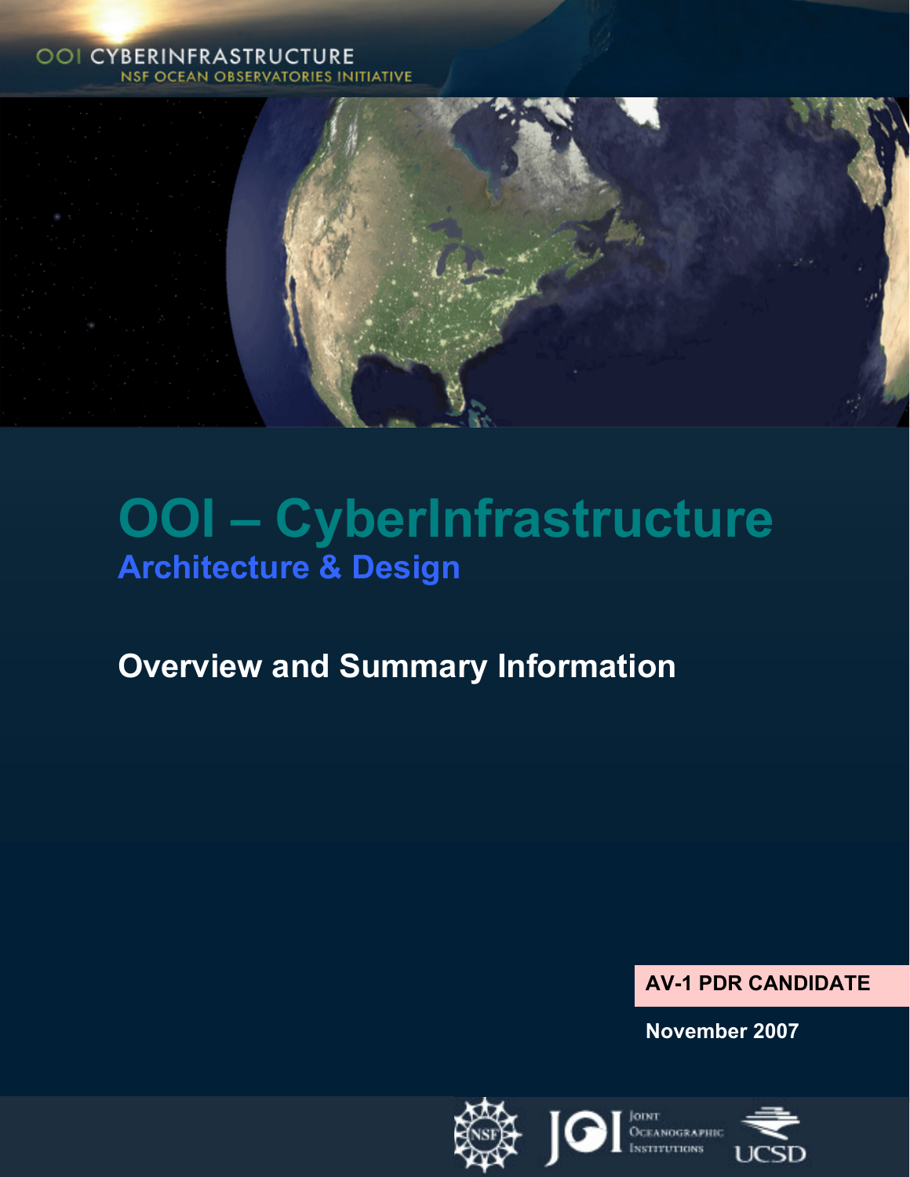OOI CYBERINFRASTRUCTURE
NSF OCEAN OBSERVATORIES INITIATIVE

# OOI – CyberInfrastructure

## Architecture & Design

## Overview and Summary Information

**AV-1 PDR CANDIDATE**

**November 2007**

Joint Oceanographic Institutions

UCSD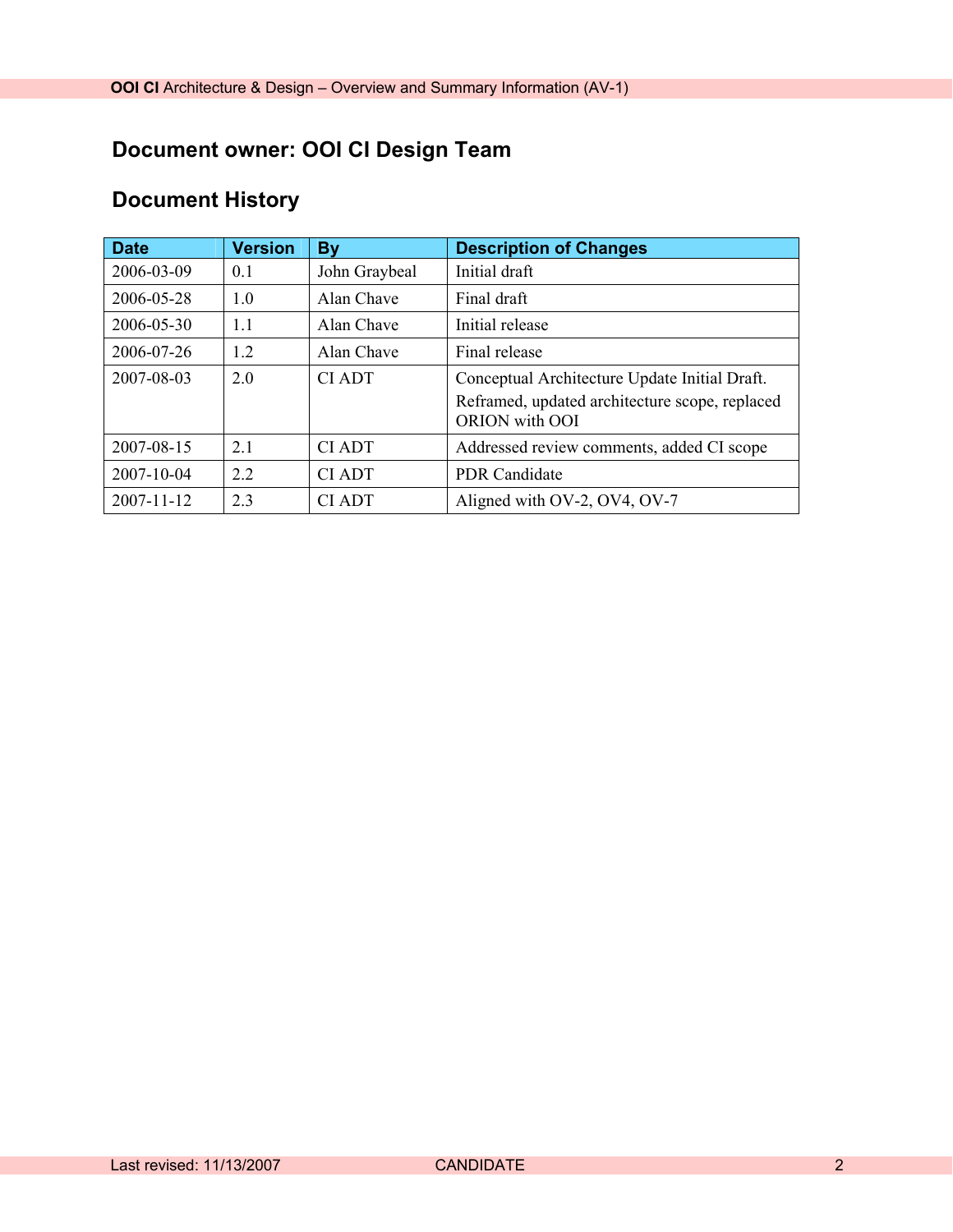## Document owner: OOI CI Design Team

## Document History

| Date | Version | By | Description of Changes |
|---|---|---|---|
| 2006-03-09 | 0.1 | John Graybeal | Initial draft |
| 2006-05-28 | 1.0 | Alan Chave | Final draft |
| 2006-05-30 | 1.1 | Alan Chave | Initial release |
| 2006-07-26 | 1.2 | Alan Chave | Final release |
| 2007-08-03 | 2.0 | CI ADT | Conceptual Architecture Update Initial Draft. Reframed, updated architecture scope, replaced ORION with OOI |
| 2007-08-15 | 2.1 | CI ADT | Addressed review comments, added CI scope |
| 2007-10-04 | 2.2 | CI ADT | PDR Candidate |
| 2007-11-12 | 2.3 | CI ADT | Aligned with OV-2, OV4, OV-7 |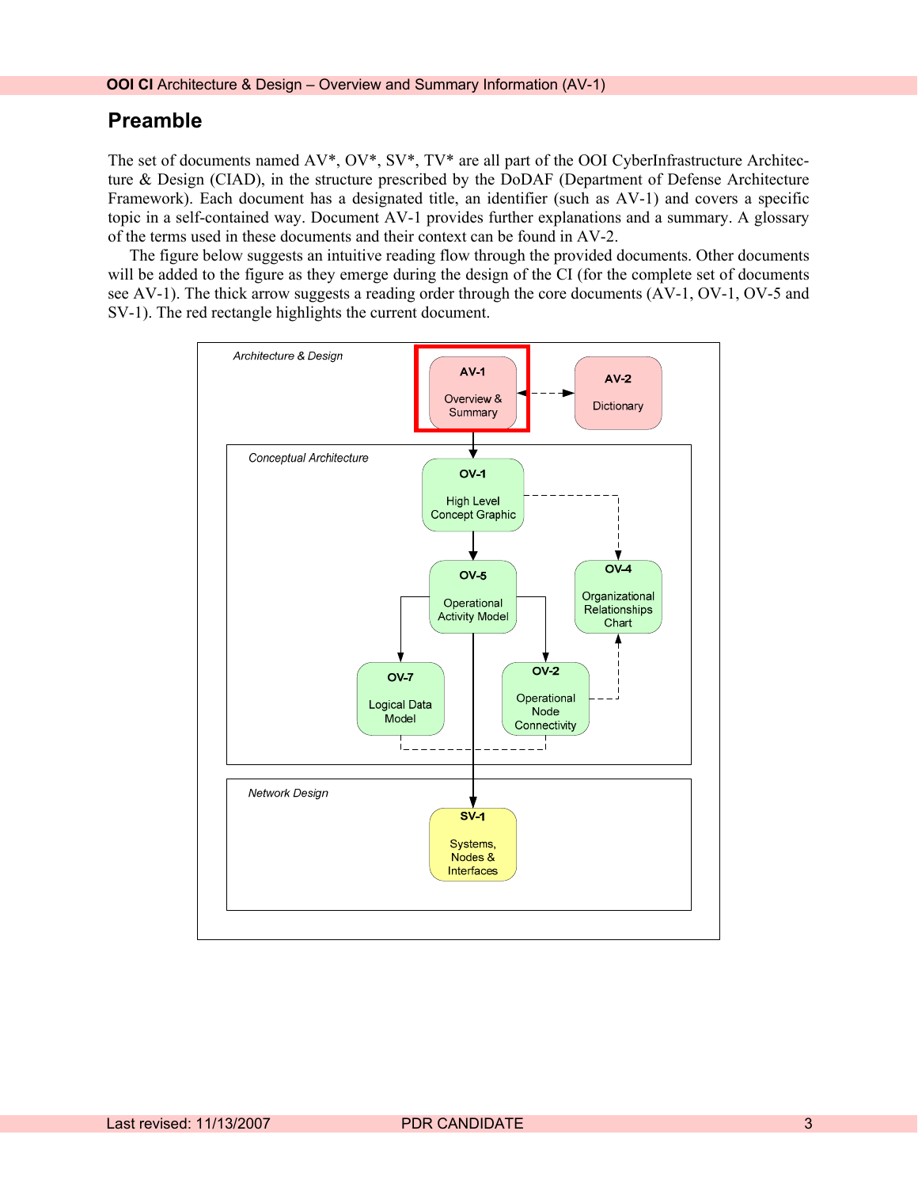## Preamble

The set of documents named AV*, OV*, SV*, TV* are all part of the OOI CyberInfrastructure Architecture & Design (CIAD), in the structure prescribed by the DoDAF (Department of Defense Architecture Framework). Each document has a designated title, an identifier (such as AV-1) and covers a specific topic in a self-contained way. Document AV-1 provides further explanations and a summary. A glossary of the terms used in these documents and their context can be found in AV-2.

The figure below suggests an intuitive reading flow through the provided documents. Other documents will be added to the figure as they emerge during the design of the CI (for the complete set of documents see AV-1). The thick arrow suggests a reading order through the core documents (AV-1, OV-1, OV-5 and SV-1). The red rectangle highlights the current document.

*Architecture & Design*

- **AV-1** Overview & Summary
- **AV-2** Dictionary

*Conceptual Architecture*

- **OV-1** High Level Concept Graphic
- **OV-5** Operational Activity Model
- **OV-4** Organizational Relationships Chart
- **OV-7** Logical Data Model
- **OV-2** Operational Node Connectivity

*Network Design*

- **SV-1** Systems, Nodes & Interfaces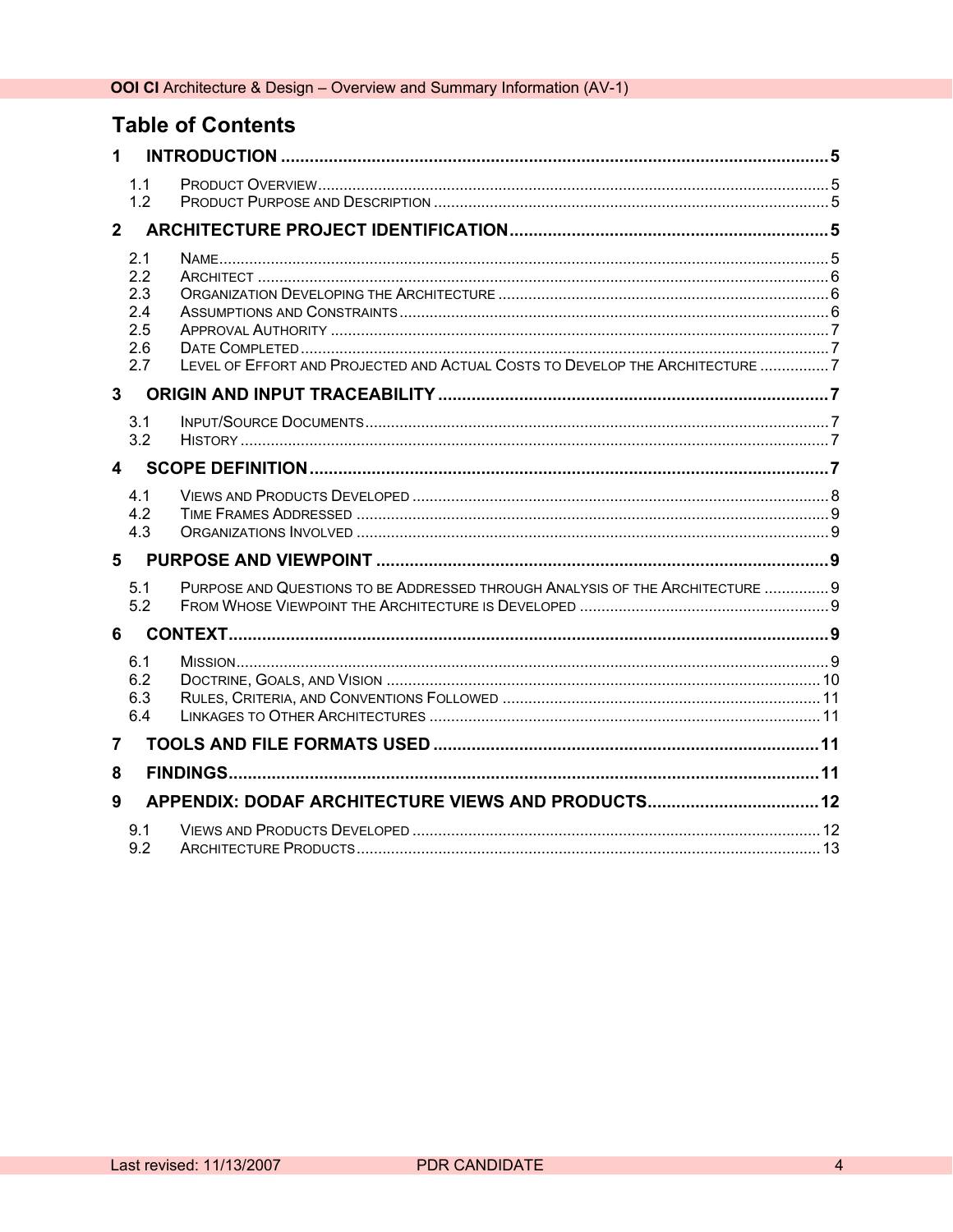## Table of Contents

**1 INTRODUCTION** ..... **5**

- 1.1 Product Overview ..... 5
- 1.2 Product Purpose and Description ..... 5

**2 ARCHITECTURE PROJECT IDENTIFICATION** ..... **5**

- 2.1 Name ..... 5
- 2.2 Architect ..... 6
- 2.3 Organization Developing the Architecture ..... 6
- 2.4 Assumptions and Constraints ..... 6
- 2.5 Approval Authority ..... 7
- 2.6 Date Completed ..... 7
- 2.7 Level of Effort and Projected and Actual Costs to Develop the Architecture ..... 7

**3 ORIGIN AND INPUT TRACEABILITY** ..... **7**

- 3.1 Input/Source Documents ..... 7
- 3.2 History ..... 7

**4 SCOPE DEFINITION** ..... **7**

- 4.1 Views and Products Developed ..... 8
- 4.2 Time Frames Addressed ..... 9
- 4.3 Organizations Involved ..... 9

**5 PURPOSE AND VIEWPOINT** ..... **9**

- 5.1 Purpose and Questions to be Addressed through Analysis of the Architecture ..... 9
- 5.2 From Whose Viewpoint the Architecture is Developed ..... 9

**6 CONTEXT** ..... **9**

- 6.1 Mission ..... 9
- 6.2 Doctrine, Goals, and Vision ..... 10
- 6.3 Rules, Criteria, and Conventions Followed ..... 11
- 6.4 Linkages to Other Architectures ..... 11

**7 TOOLS AND FILE FORMATS USED** ..... **11**

**8 FINDINGS** ..... **11**

**9 APPENDIX: DODAF ARCHITECTURE VIEWS AND PRODUCTS** ..... **12**

- 9.1 Views and Products Developed ..... 12
- 9.2 Architecture Products ..... 13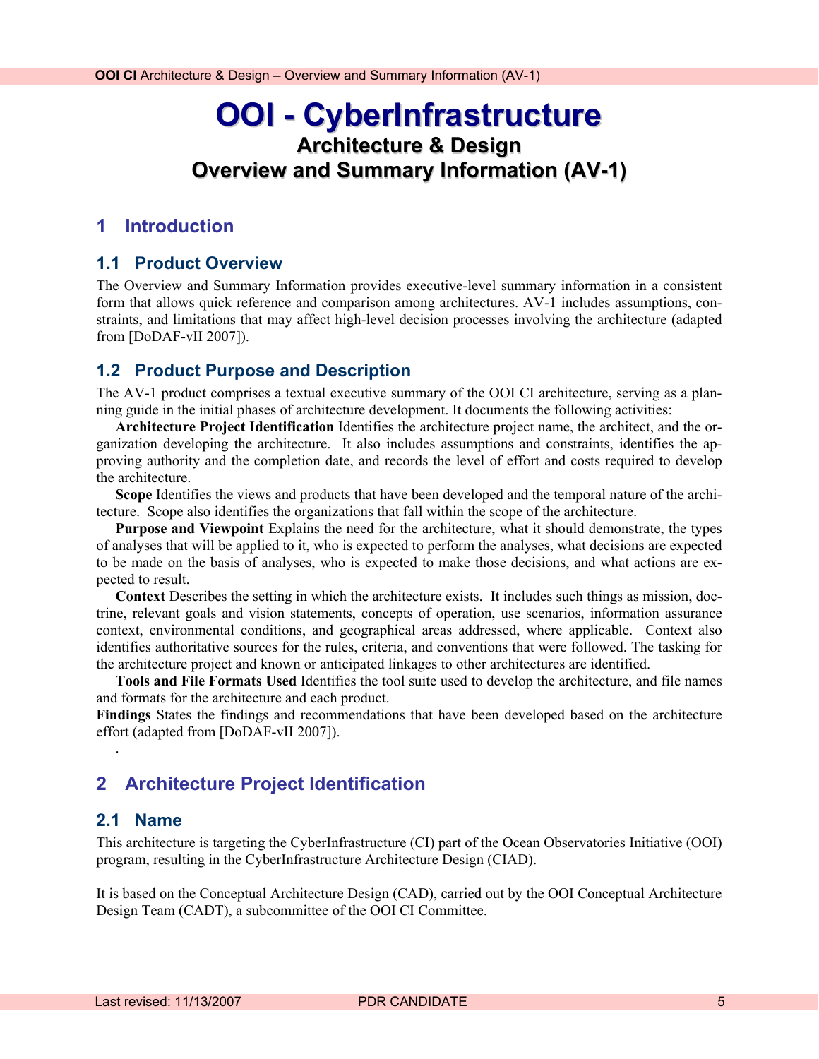# OOI - CyberInfrastructure

## Architecture & Design
## Overview and Summary Information (AV-1)

# 1 Introduction

## 1.1 Product Overview

The Overview and Summary Information provides executive-level summary information in a consistent form that allows quick reference and comparison among architectures. AV-1 includes assumptions, constraints, and limitations that may affect high-level decision processes involving the architecture (adapted from [DoDAF-vII 2007]).

## 1.2 Product Purpose and Description

The AV-1 product comprises a textual executive summary of the OOI CI architecture, serving as a planning guide in the initial phases of architecture development. It documents the following activities:

**Architecture Project Identification** Identifies the architecture project name, the architect, and the organization developing the architecture. It also includes assumptions and constraints, identifies the approving authority and the completion date, and records the level of effort and costs required to develop the architecture.

**Scope** Identifies the views and products that have been developed and the temporal nature of the architecture. Scope also identifies the organizations that fall within the scope of the architecture.

**Purpose and Viewpoint** Explains the need for the architecture, what it should demonstrate, the types of analyses that will be applied to it, who is expected to perform the analyses, what decisions are expected to be made on the basis of analyses, who is expected to make those decisions, and what actions are expected to result.

**Context** Describes the setting in which the architecture exists. It includes such things as mission, doctrine, relevant goals and vision statements, concepts of operation, use scenarios, information assurance context, environmental conditions, and geographical areas addressed, where applicable. Context also identifies authoritative sources for the rules, criteria, and conventions that were followed. The tasking for the architecture project and known or anticipated linkages to other architectures are identified.

**Tools and File Formats Used** Identifies the tool suite used to develop the architecture, and file names and formats for the architecture and each product.

**Findings** States the findings and recommendations that have been developed based on the architecture effort (adapted from [DoDAF-vII 2007]).

.

# 2 Architecture Project Identification

## 2.1 Name

This architecture is targeting the CyberInfrastructure (CI) part of the Ocean Observatories Initiative (OOI) program, resulting in the CyberInfrastructure Architecture Design (CIAD).

It is based on the Conceptual Architecture Design (CAD), carried out by the OOI Conceptual Architecture Design Team (CADT), a subcommittee of the OOI CI Committee.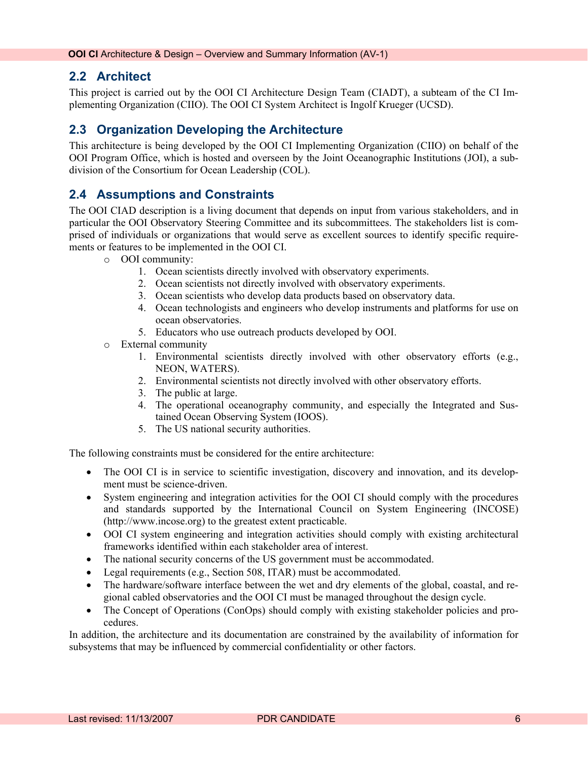## 2.2 Architect

This project is carried out by the OOI CI Architecture Design Team (CIADT), a subteam of the CI Implementing Organization (CIIO). The OOI CI System Architect is Ingolf Krueger (UCSD).

## 2.3 Organization Developing the Architecture

This architecture is being developed by the OOI CI Implementing Organization (CIIO) on behalf of the OOI Program Office, which is hosted and overseen by the Joint Oceanographic Institutions (JOI), a subdivision of the Consortium for Ocean Leadership (COL).

## 2.4 Assumptions and Constraints

The OOI CIAD description is a living document that depends on input from various stakeholders, and in particular the OOI Observatory Steering Committee and its subcommittees. The stakeholders list is comprised of individuals or organizations that would serve as excellent sources to identify specific requirements or features to be implemented in the OOI CI.

- OOI community:
    1. Ocean scientists directly involved with observatory experiments.
    2. Ocean scientists not directly involved with observatory experiments.
    3. Ocean scientists who develop data products based on observatory data.
    4. Ocean technologists and engineers who develop instruments and platforms for use on ocean observatories.
    5. Educators who use outreach products developed by OOI.
- External community
    1. Environmental scientists directly involved with other observatory efforts (e.g., NEON, WATERS).
    2. Environmental scientists not directly involved with other observatory efforts.
    3. The public at large.
    4. The operational oceanography community, and especially the Integrated and Sustained Ocean Observing System (IOOS).
    5. The US national security authorities.

The following constraints must be considered for the entire architecture:

- The OOI CI is in service to scientific investigation, discovery and innovation, and its development must be science-driven.
- System engineering and integration activities for the OOI CI should comply with the procedures and standards supported by the International Council on System Engineering (INCOSE) (http://www.incose.org) to the greatest extent practicable.
- OOI CI system engineering and integration activities should comply with existing architectural frameworks identified within each stakeholder area of interest.
- The national security concerns of the US government must be accommodated.
- Legal requirements (e.g., Section 508, ITAR) must be accommodated.
- The hardware/software interface between the wet and dry elements of the global, coastal, and regional cabled observatories and the OOI CI must be managed throughout the design cycle.
- The Concept of Operations (ConOps) should comply with existing stakeholder policies and procedures.

In addition, the architecture and its documentation are constrained by the availability of information for subsystems that may be influenced by commercial confidentiality or other factors.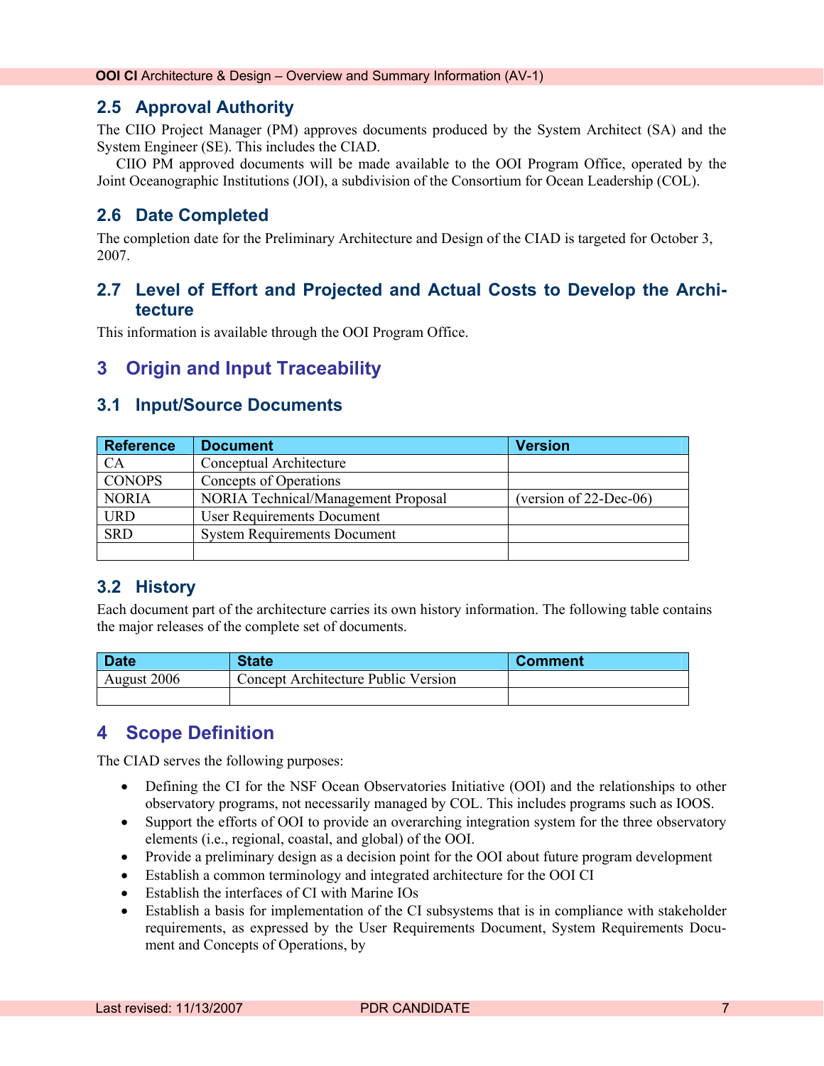## 2.5 Approval Authority

The CIIO Project Manager (PM) approves documents produced by the System Architect (SA) and the System Engineer (SE). This includes the CIAD.

CIIO PM approved documents will be made available to the OOI Program Office, operated by the Joint Oceanographic Institutions (JOI), a subdivision of the Consortium for Ocean Leadership (COL).

## 2.6 Date Completed

The completion date for the Preliminary Architecture and Design of the CIAD is targeted for October 3, 2007.

## 2.7 Level of Effort and Projected and Actual Costs to Develop the Architecture

This information is available through the OOI Program Office.

# 3 Origin and Input Traceability

## 3.1 Input/Source Documents

| Reference | Document | Version |
|---|---|---|
| CA | Conceptual Architecture | |
| CONOPS | Concepts of Operations | |
| NORIA | NORIA Technical/Management Proposal | (version of 22-Dec-06) |
| URD | User Requirements Document | |
| SRD | System Requirements Document | |
| | | |

## 3.2 History

Each document part of the architecture carries its own history information. The following table contains the major releases of the complete set of documents.

| Date | State | Comment |
|---|---|---|
| August 2006 | Concept Architecture Public Version | |
| | | |

# 4 Scope Definition

The CIAD serves the following purposes:

- Defining the CI for the NSF Ocean Observatories Initiative (OOI) and the relationships to other observatory programs, not necessarily managed by COL. This includes programs such as IOOS.
- Support the efforts of OOI to provide an overarching integration system for the three observatory elements (i.e., regional, coastal, and global) of the OOI.
- Provide a preliminary design as a decision point for the OOI about future program development
- Establish a common terminology and integrated architecture for the OOI CI
- Establish the interfaces of CI with Marine IOs
- Establish a basis for implementation of the CI subsystems that is in compliance with stakeholder requirements, as expressed by the User Requirements Document, System Requirements Document and Concepts of Operations, by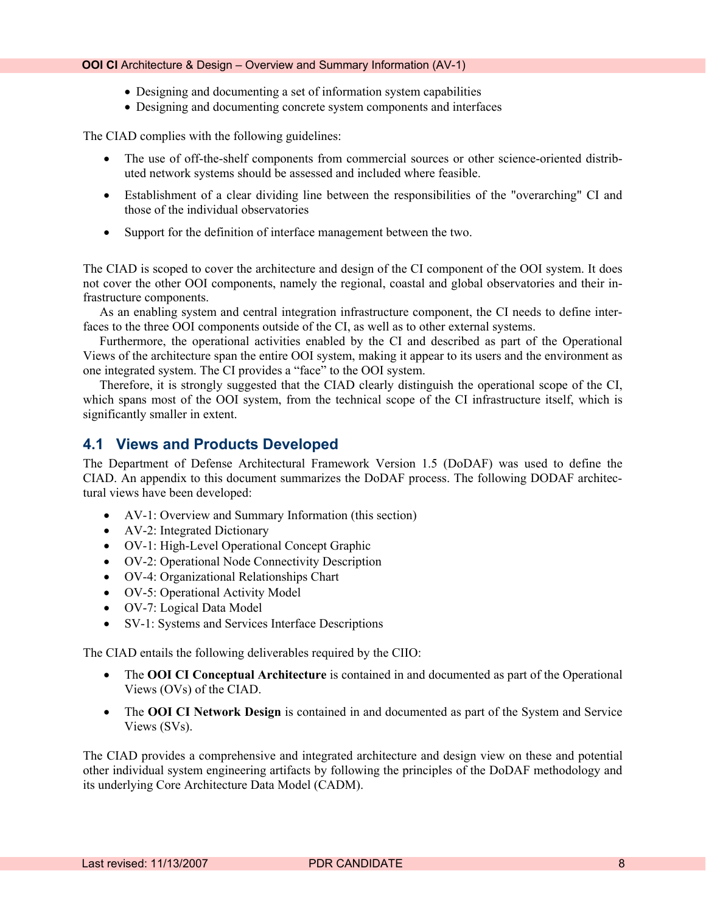- Designing and documenting a set of information system capabilities
- Designing and documenting concrete system components and interfaces

The CIAD complies with the following guidelines:

- The use of off-the-shelf components from commercial sources or other science-oriented distributed network systems should be assessed and included where feasible.
- Establishment of a clear dividing line between the responsibilities of the "overarching" CI and those of the individual observatories
- Support for the definition of interface management between the two.

The CIAD is scoped to cover the architecture and design of the CI component of the OOI system. It does not cover the other OOI components, namely the regional, coastal and global observatories and their infrastructure components.

As an enabling system and central integration infrastructure component, the CI needs to define interfaces to the three OOI components outside of the CI, as well as to other external systems.

Furthermore, the operational activities enabled by the CI and described as part of the Operational Views of the architecture span the entire OOI system, making it appear to its users and the environment as one integrated system. The CI provides a "face" to the OOI system.

Therefore, it is strongly suggested that the CIAD clearly distinguish the operational scope of the CI, which spans most of the OOI system, from the technical scope of the CI infrastructure itself, which is significantly smaller in extent.

## 4.1 Views and Products Developed

The Department of Defense Architectural Framework Version 1.5 (DoDAF) was used to define the CIAD. An appendix to this document summarizes the DoDAF process. The following DODAF architectural views have been developed:

- AV-1: Overview and Summary Information (this section)
- AV-2: Integrated Dictionary
- OV-1: High-Level Operational Concept Graphic
- OV-2: Operational Node Connectivity Description
- OV-4: Organizational Relationships Chart
- OV-5: Operational Activity Model
- OV-7: Logical Data Model
- SV-1: Systems and Services Interface Descriptions

The CIAD entails the following deliverables required by the CIIO:

- The **OOI CI Conceptual Architecture** is contained in and documented as part of the Operational Views (OVs) of the CIAD.
- The **OOI CI Network Design** is contained in and documented as part of the System and Service Views (SVs).

The CIAD provides a comprehensive and integrated architecture and design view on these and potential other individual system engineering artifacts by following the principles of the DoDAF methodology and its underlying Core Architecture Data Model (CADM).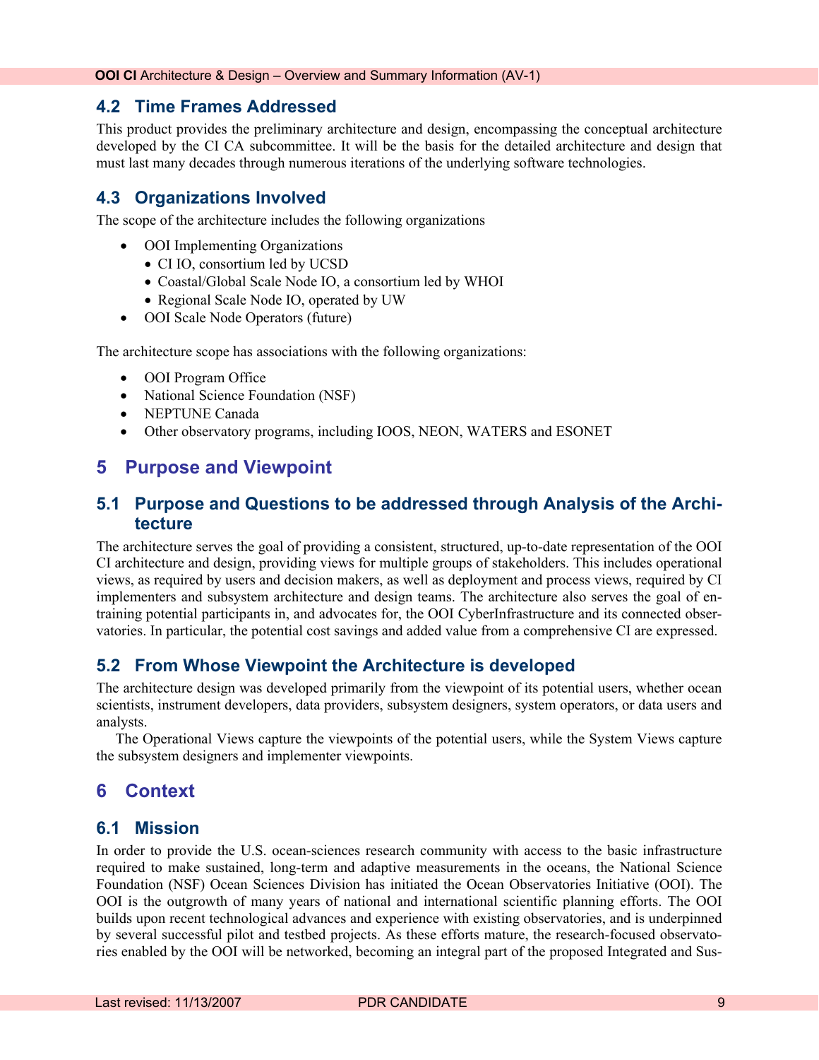## 4.2 Time Frames Addressed

This product provides the preliminary architecture and design, encompassing the conceptual architecture developed by the CI CA subcommittee. It will be the basis for the detailed architecture and design that must last many decades through numerous iterations of the underlying software technologies.

## 4.3 Organizations Involved

The scope of the architecture includes the following organizations

- OOI Implementing Organizations
  - CI IO, consortium led by UCSD
  - Coastal/Global Scale Node IO, a consortium led by WHOI
  - Regional Scale Node IO, operated by UW
- OOI Scale Node Operators (future)

The architecture scope has associations with the following organizations:

- OOI Program Office
- National Science Foundation (NSF)
- NEPTUNE Canada
- Other observatory programs, including IOOS, NEON, WATERS and ESONET

# 5 Purpose and Viewpoint

## 5.1 Purpose and Questions to be addressed through Analysis of the Architecture

The architecture serves the goal of providing a consistent, structured, up-to-date representation of the OOI CI architecture and design, providing views for multiple groups of stakeholders. This includes operational views, as required by users and decision makers, as well as deployment and process views, required by CI implementers and subsystem architecture and design teams. The architecture also serves the goal of entraining potential participants in, and advocates for, the OOI CyberInfrastructure and its connected observatories. In particular, the potential cost savings and added value from a comprehensive CI are expressed.

## 5.2 From Whose Viewpoint the Architecture is developed

The architecture design was developed primarily from the viewpoint of its potential users, whether ocean scientists, instrument developers, data providers, subsystem designers, system operators, or data users and analysts.

The Operational Views capture the viewpoints of the potential users, while the System Views capture the subsystem designers and implementer viewpoints.

# 6 Context

## 6.1 Mission

In order to provide the U.S. ocean-sciences research community with access to the basic infrastructure required to make sustained, long-term and adaptive measurements in the oceans, the National Science Foundation (NSF) Ocean Sciences Division has initiated the Ocean Observatories Initiative (OOI). The OOI is the outgrowth of many years of national and international scientific planning efforts. The OOI builds upon recent technological advances and experience with existing observatories, and is underpinned by several successful pilot and testbed projects. As these efforts mature, the research-focused observatories enabled by the OOI will be networked, becoming an integral part of the proposed Integrated and Sus-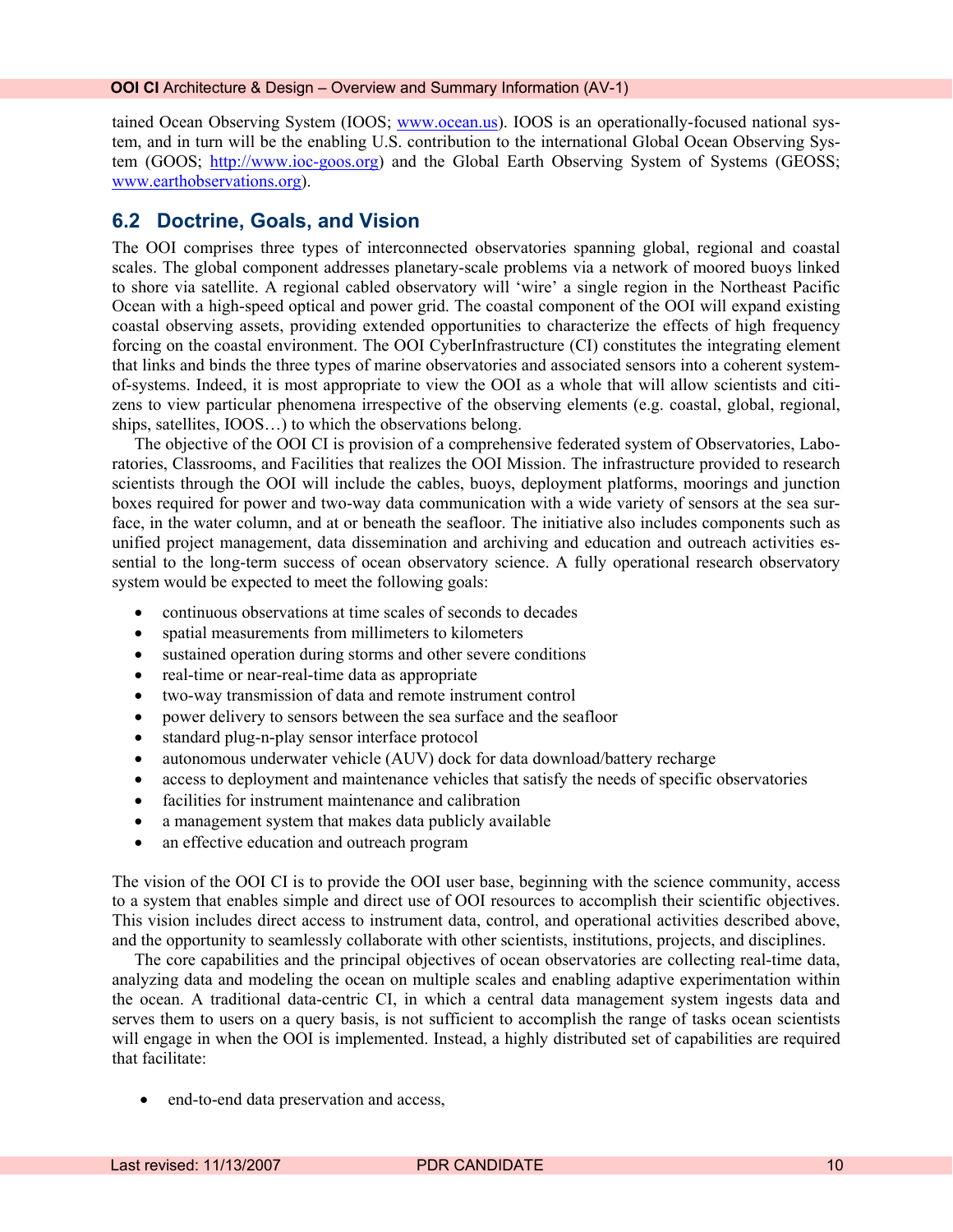tained Ocean Observing System (IOOS; www.ocean.us). IOOS is an operationally-focused national system, and in turn will be the enabling U.S. contribution to the international Global Ocean Observing System (GOOS; http://www.ioc-goos.org) and the Global Earth Observing System of Systems (GEOSS; www.earthobservations.org).

## 6.2 Doctrine, Goals, and Vision

The OOI comprises three types of interconnected observatories spanning global, regional and coastal scales. The global component addresses planetary-scale problems via a network of moored buoys linked to shore via satellite. A regional cabled observatory will 'wire' a single region in the Northeast Pacific Ocean with a high-speed optical and power grid. The coastal component of the OOI will expand existing coastal observing assets, providing extended opportunities to characterize the effects of high frequency forcing on the coastal environment. The OOI CyberInfrastructure (CI) constitutes the integrating element that links and binds the three types of marine observatories and associated sensors into a coherent system-of-systems. Indeed, it is most appropriate to view the OOI as a whole that will allow scientists and citizens to view particular phenomena irrespective of the observing elements (e.g. coastal, global, regional, ships, satellites, IOOS…) to which the observations belong.

The objective of the OOI CI is provision of a comprehensive federated system of Observatories, Laboratories, Classrooms, and Facilities that realizes the OOI Mission. The infrastructure provided to research scientists through the OOI will include the cables, buoys, deployment platforms, moorings and junction boxes required for power and two-way data communication with a wide variety of sensors at the sea surface, in the water column, and at or beneath the seafloor. The initiative also includes components such as unified project management, data dissemination and archiving and education and outreach activities essential to the long-term success of ocean observatory science. A fully operational research observatory system would be expected to meet the following goals:

- continuous observations at time scales of seconds to decades
- spatial measurements from millimeters to kilometers
- sustained operation during storms and other severe conditions
- real-time or near-real-time data as appropriate
- two-way transmission of data and remote instrument control
- power delivery to sensors between the sea surface and the seafloor
- standard plug-n-play sensor interface protocol
- autonomous underwater vehicle (AUV) dock for data download/battery recharge
- access to deployment and maintenance vehicles that satisfy the needs of specific observatories
- facilities for instrument maintenance and calibration
- a management system that makes data publicly available
- an effective education and outreach program

The vision of the OOI CI is to provide the OOI user base, beginning with the science community, access to a system that enables simple and direct use of OOI resources to accomplish their scientific objectives. This vision includes direct access to instrument data, control, and operational activities described above, and the opportunity to seamlessly collaborate with other scientists, institutions, projects, and disciplines.

The core capabilities and the principal objectives of ocean observatories are collecting real-time data, analyzing data and modeling the ocean on multiple scales and enabling adaptive experimentation within the ocean. A traditional data-centric CI, in which a central data management system ingests data and serves them to users on a query basis, is not sufficient to accomplish the range of tasks ocean scientists will engage in when the OOI is implemented. Instead, a highly distributed set of capabilities are required that facilitate:

- end-to-end data preservation and access,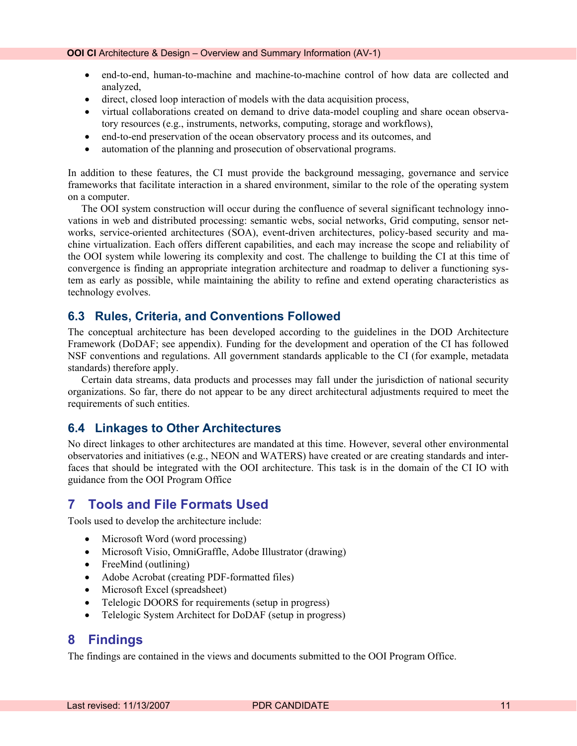- end-to-end, human-to-machine and machine-to-machine control of how data are collected and analyzed,
- direct, closed loop interaction of models with the data acquisition process,
- virtual collaborations created on demand to drive data-model coupling and share ocean observatory resources (e.g., instruments, networks, computing, storage and workflows),
- end-to-end preservation of the ocean observatory process and its outcomes, and
- automation of the planning and prosecution of observational programs.

In addition to these features, the CI must provide the background messaging, governance and service frameworks that facilitate interaction in a shared environment, similar to the role of the operating system on a computer.

The OOI system construction will occur during the confluence of several significant technology innovations in web and distributed processing: semantic webs, social networks, Grid computing, sensor networks, service-oriented architectures (SOA), event-driven architectures, policy-based security and machine virtualization. Each offers different capabilities, and each may increase the scope and reliability of the OOI system while lowering its complexity and cost. The challenge to building the CI at this time of convergence is finding an appropriate integration architecture and roadmap to deliver a functioning system as early as possible, while maintaining the ability to refine and extend operating characteristics as technology evolves.

## 6.3 Rules, Criteria, and Conventions Followed

The conceptual architecture has been developed according to the guidelines in the DOD Architecture Framework (DoDAF; see appendix). Funding for the development and operation of the CI has followed NSF conventions and regulations. All government standards applicable to the CI (for example, metadata standards) therefore apply.

Certain data streams, data products and processes may fall under the jurisdiction of national security organizations. So far, there do not appear to be any direct architectural adjustments required to meet the requirements of such entities.

## 6.4 Linkages to Other Architectures

No direct linkages to other architectures are mandated at this time. However, several other environmental observatories and initiatives (e.g., NEON and WATERS) have created or are creating standards and interfaces that should be integrated with the OOI architecture. This task is in the domain of the CI IO with guidance from the OOI Program Office

# 7 Tools and File Formats Used

Tools used to develop the architecture include:

- Microsoft Word (word processing)
- Microsoft Visio, OmniGraffle, Adobe Illustrator (drawing)
- FreeMind (outlining)
- Adobe Acrobat (creating PDF-formatted files)
- Microsoft Excel (spreadsheet)
- Telelogic DOORS for requirements (setup in progress)
- Telelogic System Architect for DoDAF (setup in progress)

# 8 Findings

The findings are contained in the views and documents submitted to the OOI Program Office.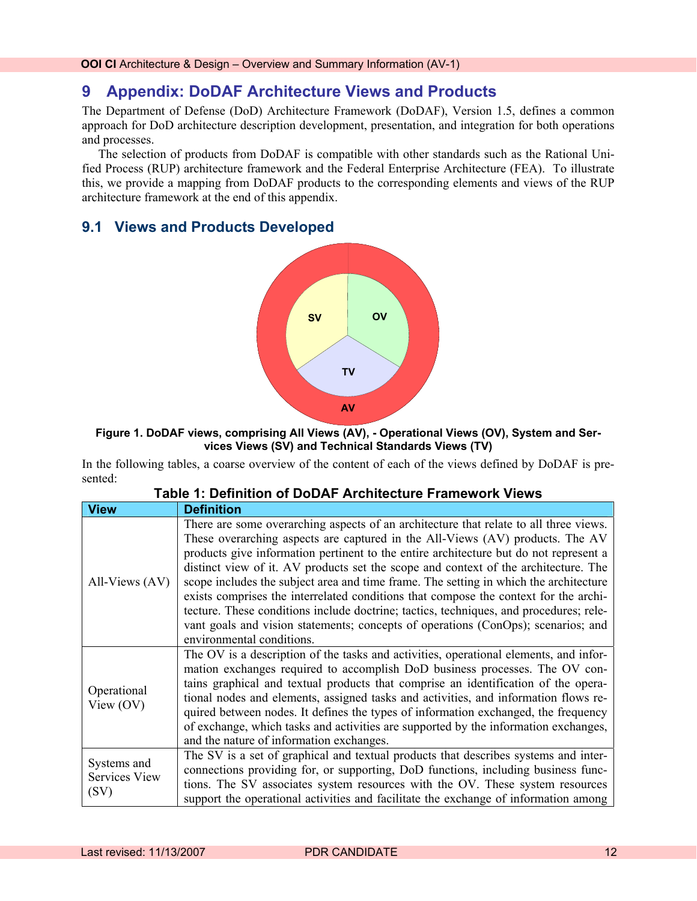# 9 Appendix: DoDAF Architecture Views and Products

The Department of Defense (DoD) Architecture Framework (DoDAF), Version 1.5, defines a common approach for DoD architecture description development, presentation, and integration for both operations and processes.

The selection of products from DoDAF is compatible with other standards such as the Rational Unified Process (RUP) architecture framework and the Federal Enterprise Architecture (FEA). To illustrate this, we provide a mapping from DoDAF products to the corresponding elements and views of the RUP architecture framework at the end of this appendix.

## 9.1 Views and Products Developed

**Figure 1. DoDAF views, comprising All Views (AV), - Operational Views (OV), System and Services Views (SV) and Technical Standards Views (TV)**

In the following tables, a coarse overview of the content of each of the views defined by DoDAF is presented:

**Table 1: Definition of DoDAF Architecture Framework Views**

| View | Definition |
|---|---|
| All-Views (AV) | There are some overarching aspects of an architecture that relate to all three views. These overarching aspects are captured in the All-Views (AV) products. The AV products give information pertinent to the entire architecture but do not represent a distinct view of it. AV products set the scope and context of the architecture. The scope includes the subject area and time frame. The setting in which the architecture exists comprises the interrelated conditions that compose the context for the architecture. These conditions include doctrine; tactics, techniques, and procedures; relevant goals and vision statements; concepts of operations (ConOps); scenarios; and environmental conditions. |
| Operational View (OV) | The OV is a description of the tasks and activities, operational elements, and information exchanges required to accomplish DoD business processes. The OV contains graphical and textual products that comprise an identification of the operational nodes and elements, assigned tasks and activities, and information flows required between nodes. It defines the types of information exchanged, the frequency of exchange, which tasks and activities are supported by the information exchanges, and the nature of information exchanges. |
| Systems and Services View (SV) | The SV is a set of graphical and textual products that describes systems and interconnections providing for, or supporting, DoD functions, including business functions. The SV associates system resources with the OV. These system resources support the operational activities and facilitate the exchange of information among |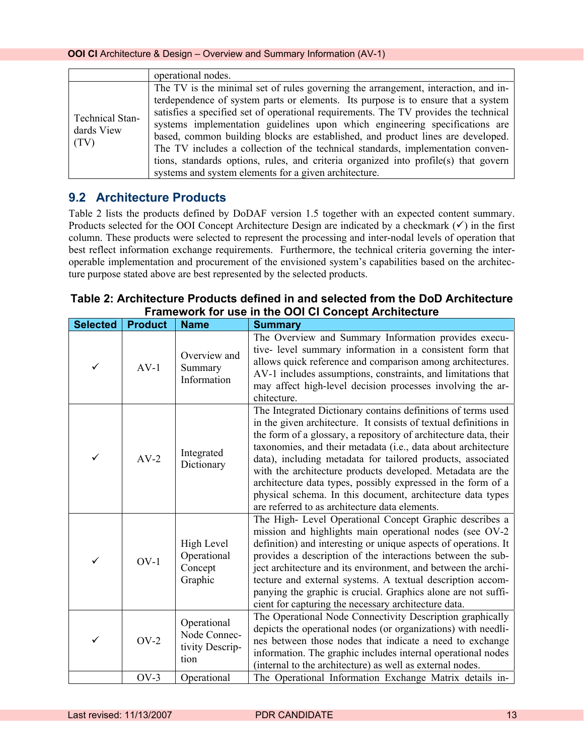| | |
|---|---|
| | operational nodes. |
| Technical Standards View (TV) | The TV is the minimal set of rules governing the arrangement, interaction, and interdependence of system parts or elements. Its purpose is to ensure that a system satisfies a specified set of operational requirements. The TV provides the technical systems implementation guidelines upon which engineering specifications are based, common building blocks are established, and product lines are developed. The TV includes a collection of the technical standards, implementation conventions, standards options, rules, and criteria organized into profile(s) that govern systems and system elements for a given architecture. |

## 9.2 Architecture Products

Table 2 lists the products defined by DoDAF version 1.5 together with an expected content summary. Products selected for the OOI Concept Architecture Design are indicated by a checkmark (✓) in the first column. These products were selected to represent the processing and inter-nodal levels of operation that best reflect information exchange requirements. Furthermore, the technical criteria governing the interoperable implementation and procurement of the envisioned system's capabilities based on the architecture purpose stated above are best represented by the selected products.

**Table 2: Architecture Products defined in and selected from the DoD Architecture Framework for use in the OOI CI Concept Architecture**

| Selected | Product | Name | Summary |
|---|---|---|---|
| ✓ | AV-1 | Overview and Summary Information | The Overview and Summary Information provides executive- level summary information in a consistent form that allows quick reference and comparison among architectures. AV-1 includes assumptions, constraints, and limitations that may affect high-level decision processes involving the architecture. |
| ✓ | AV-2 | Integrated Dictionary | The Integrated Dictionary contains definitions of terms used in the given architecture. It consists of textual definitions in the form of a glossary, a repository of architecture data, their taxonomies, and their metadata (i.e., data about architecture data), including metadata for tailored products, associated with the architecture products developed. Metadata are the architecture data types, possibly expressed in the form of a physical schema. In this document, architecture data types are referred to as architecture data elements. |
| ✓ | OV-1 | High Level Operational Concept Graphic | The High- Level Operational Concept Graphic describes a mission and highlights main operational nodes (see OV-2 definition) and interesting or unique aspects of operations. It provides a description of the interactions between the subject architecture and its environment, and between the architecture and external systems. A textual description accompanying the graphic is crucial. Graphics alone are not sufficient for capturing the necessary architecture data. |
| ✓ | OV-2 | Operational Node Connectivity Description | The Operational Node Connectivity Description graphically depicts the operational nodes (or organizations) with needlines between those nodes that indicate a need to exchange information. The graphic includes internal operational nodes (internal to the architecture) as well as external nodes. |
| | OV-3 | Operational | The Operational Information Exchange Matrix details in- |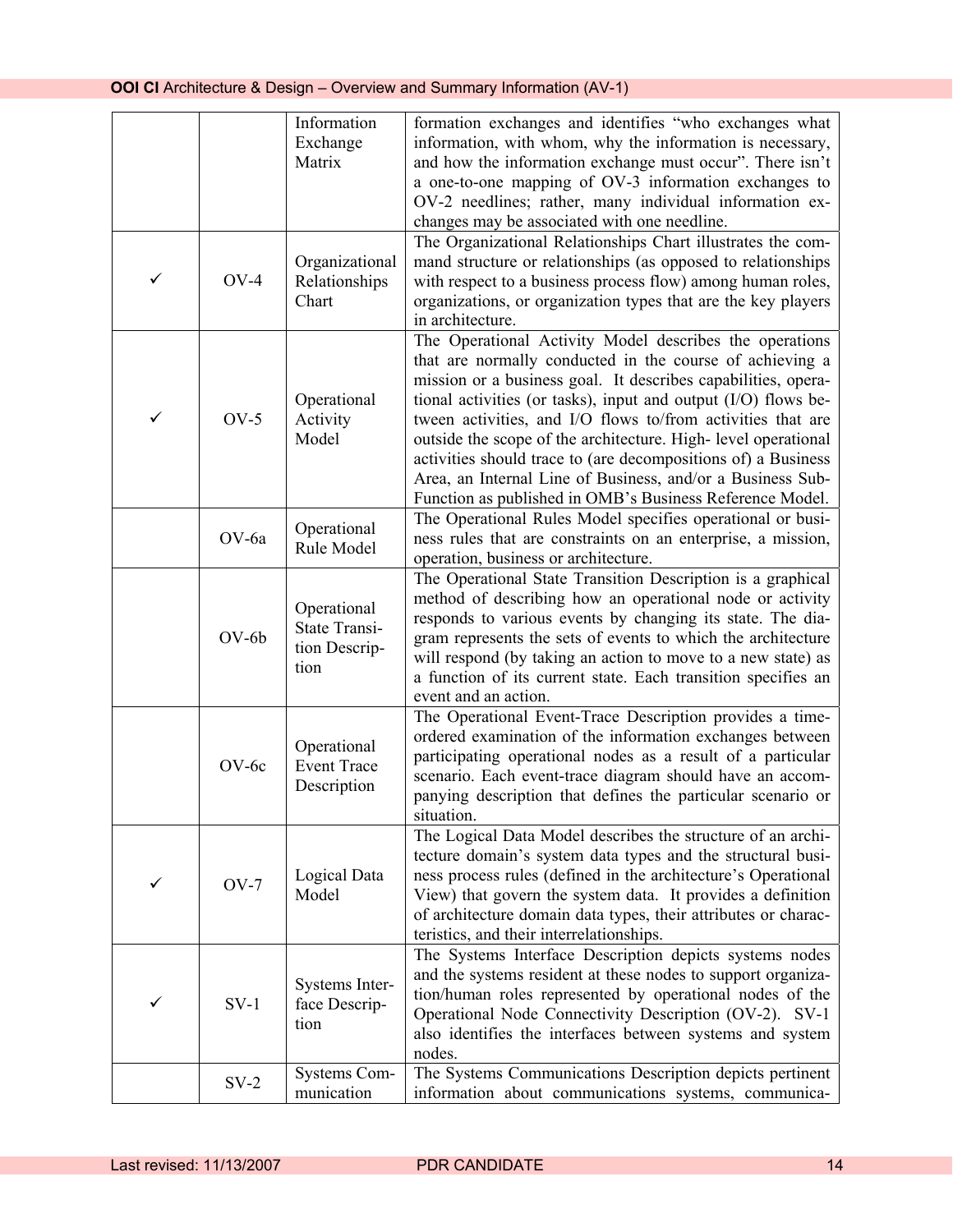| | | | |
|---|---|---|---|
| | | Information Exchange Matrix | formation exchanges and identifies "who exchanges what information, with whom, why the information is necessary, and how the information exchange must occur". There isn't a one-to-one mapping of OV-3 information exchanges to OV-2 needlines; rather, many individual information exchanges may be associated with one needline. |
| ✓ | OV-4 | Organizational Relationships Chart | The Organizational Relationships Chart illustrates the command structure or relationships (as opposed to relationships with respect to a business process flow) among human roles, organizations, or organization types that are the key players in architecture. |
| ✓ | OV-5 | Operational Activity Model | The Operational Activity Model describes the operations that are normally conducted in the course of achieving a mission or a business goal. It describes capabilities, operational activities (or tasks), input and output (I/O) flows between activities, and I/O flows to/from activities that are outside the scope of the architecture. High- level operational activities should trace to (are decompositions of) a Business Area, an Internal Line of Business, and/or a Business Sub-Function as published in OMB's Business Reference Model. |
| | OV-6a | Operational Rule Model | The Operational Rules Model specifies operational or business rules that are constraints on an enterprise, a mission, operation, business or architecture. |
| | OV-6b | Operational State Transition Description | The Operational State Transition Description is a graphical method of describing how an operational node or activity responds to various events by changing its state. The diagram represents the sets of events to which the architecture will respond (by taking an action to move to a new state) as a function of its current state. Each transition specifies an event and an action. |
| | OV-6c | Operational Event Trace Description | The Operational Event-Trace Description provides a time-ordered examination of the information exchanges between participating operational nodes as a result of a particular scenario. Each event-trace diagram should have an accompanying description that defines the particular scenario or situation. |
| ✓ | OV-7 | Logical Data Model | The Logical Data Model describes the structure of an architecture domain's system data types and the structural business process rules (defined in the architecture's Operational View) that govern the system data. It provides a definition of architecture domain data types, their attributes or characteristics, and their interrelationships. |
| ✓ | SV-1 | Systems Interface Description | The Systems Interface Description depicts systems nodes and the systems resident at these nodes to support organization/human roles represented by operational nodes of the Operational Node Connectivity Description (OV-2). SV-1 also identifies the interfaces between systems and system nodes. |
| | SV-2 | Systems Communication | The Systems Communications Description depicts pertinent information about communications systems, communica- |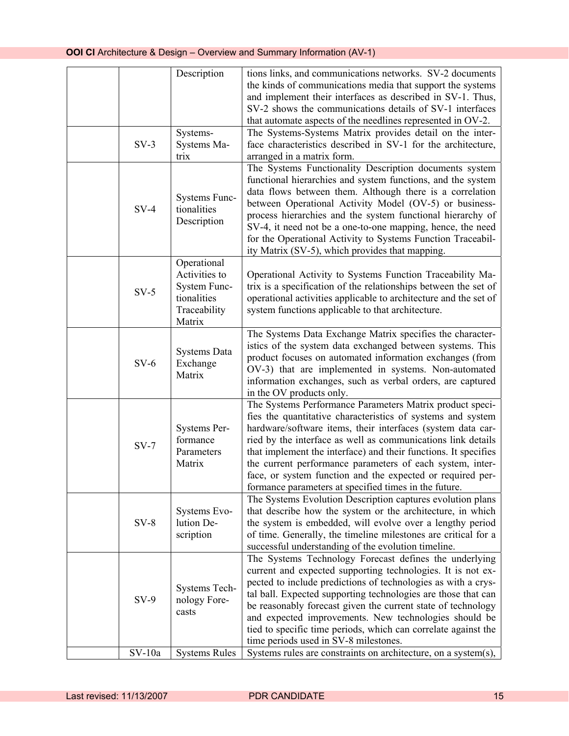| | | | |
|---|---|---|---|
| | | Description | tions links, and communications networks. SV-2 documents the kinds of communications media that support the systems and implement their interfaces as described in SV-1. Thus, SV-2 shows the communications details of SV-1 interfaces that automate aspects of the needlines represented in OV-2. |
| | SV-3 | Systems-Systems Matrix | The Systems-Systems Matrix provides detail on the interface characteristics described in SV-1 for the architecture, arranged in a matrix form. |
| | SV-4 | Systems Functionalities Description | The Systems Functionality Description documents system functional hierarchies and system functions, and the system data flows between them. Although there is a correlation between Operational Activity Model (OV-5) or business-process hierarchies and the system functional hierarchy of SV-4, it need not be a one-to-one mapping, hence, the need for the Operational Activity to Systems Function Traceability Matrix (SV-5), which provides that mapping. |
| | SV-5 | Operational Activities to System Functionalities Traceability Matrix | Operational Activity to Systems Function Traceability Matrix is a specification of the relationships between the set of operational activities applicable to architecture and the set of system functions applicable to that architecture. |
| | SV-6 | Systems Data Exchange Matrix | The Systems Data Exchange Matrix specifies the characteristics of the system data exchanged between systems. This product focuses on automated information exchanges (from OV-3) that are implemented in systems. Non-automated information exchanges, such as verbal orders, are captured in the OV products only. |
| | SV-7 | Systems Performance Parameters Matrix | The Systems Performance Parameters Matrix product specifies the quantitative characteristics of systems and system hardware/software items, their interfaces (system data carried by the interface as well as communications link details that implement the interface) and their functions. It specifies the current performance parameters of each system, interface, or system function and the expected or required performance parameters at specified times in the future. |
| | SV-8 | Systems Evolution Description | The Systems Evolution Description captures evolution plans that describe how the system or the architecture, in which the system is embedded, will evolve over a lengthy period of time. Generally, the timeline milestones are critical for a successful understanding of the evolution timeline. |
| | SV-9 | Systems Technology Forecasts | The Systems Technology Forecast defines the underlying current and expected supporting technologies. It is not expected to include predictions of technologies as with a crystal ball. Expected supporting technologies are those that can be reasonably forecast given the current state of technology and expected improvements. New technologies should be tied to specific time periods, which can correlate against the time periods used in SV-8 milestones. |
| | SV-10a | Systems Rules | Systems rules are constraints on architecture, on a system(s), |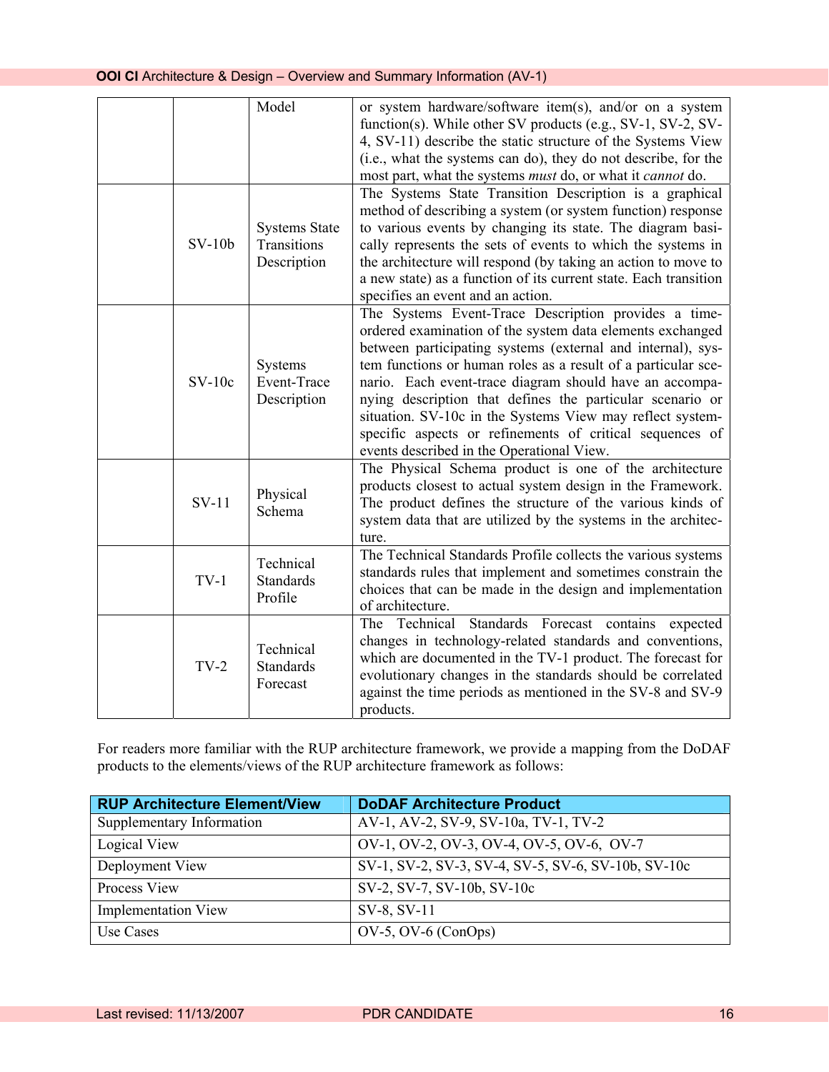| | | | |
|---|---|---|---|
| | | Model | or system hardware/software item(s), and/or on a system function(s). While other SV products (e.g., SV-1, SV-2, SV-4, SV-11) describe the static structure of the Systems View (i.e., what the systems can do), they do not describe, for the most part, what the systems *must* do, or what it *cannot* do. |
| | SV-10b | Systems State Transitions Description | The Systems State Transition Description is a graphical method of describing a system (or system function) response to various events by changing its state. The diagram basically represents the sets of events to which the systems in the architecture will respond (by taking an action to move to a new state) as a function of its current state. Each transition specifies an event and an action. |
| | SV-10c | Systems Event-Trace Description | The Systems Event-Trace Description provides a time-ordered examination of the system data elements exchanged between participating systems (external and internal), system functions or human roles as a result of a particular scenario. Each event-trace diagram should have an accompanying description that defines the particular scenario or situation. SV-10c in the Systems View may reflect system-specific aspects or refinements of critical sequences of events described in the Operational View. |
| | SV-11 | Physical Schema | The Physical Schema product is one of the architecture products closest to actual system design in the Framework. The product defines the structure of the various kinds of system data that are utilized by the systems in the architecture. |
| | TV-1 | Technical Standards Profile | The Technical Standards Profile collects the various systems standards rules that implement and sometimes constrain the choices that can be made in the design and implementation of architecture. |
| | TV-2 | Technical Standards Forecast | The Technical Standards Forecast contains expected changes in technology-related standards and conventions, which are documented in the TV-1 product. The forecast for evolutionary changes in the standards should be correlated against the time periods as mentioned in the SV-8 and SV-9 products. |

For readers more familiar with the RUP architecture framework, we provide a mapping from the DoDAF products to the elements/views of the RUP architecture framework as follows:

| RUP Architecture Element/View | DoDAF Architecture Product |
|---|---|
| Supplementary Information | AV-1, AV-2, SV-9, SV-10a, TV-1, TV-2 |
| Logical View | OV-1, OV-2, OV-3, OV-4, OV-5, OV-6, OV-7 |
| Deployment View | SV-1, SV-2, SV-3, SV-4, SV-5, SV-6, SV-10b, SV-10c |
| Process View | SV-2, SV-7, SV-10b, SV-10c |
| Implementation View | SV-8, SV-11 |
| Use Cases | OV-5, OV-6 (ConOps) |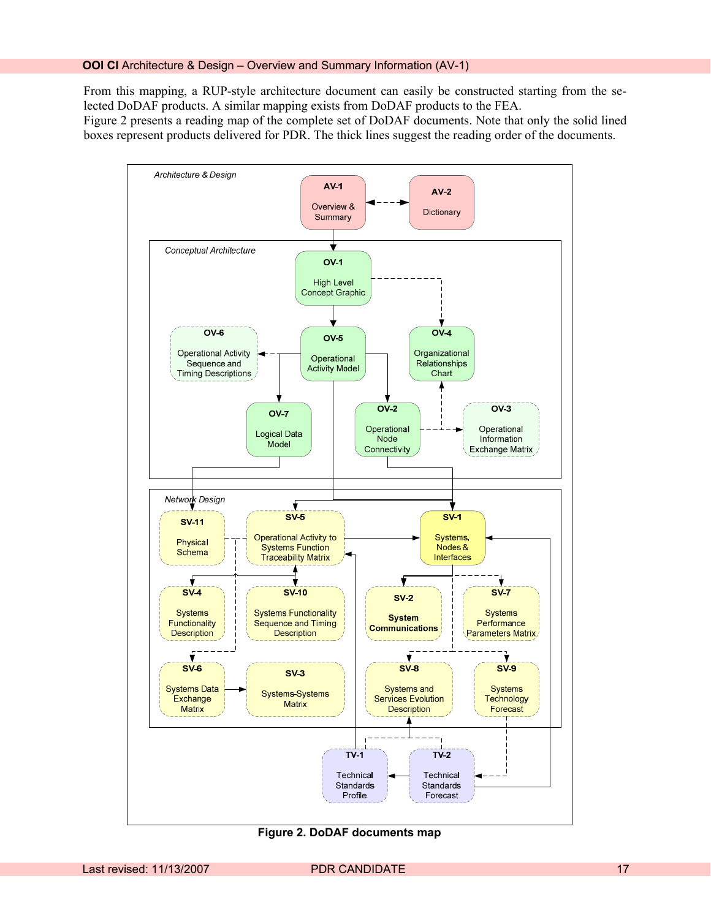From this mapping, a RUP-style architecture document can easily be constructed starting from the selected DoDAF products. A similar mapping exists from DoDAF products to the FEA.

Figure 2 presents a reading map of the complete set of DoDAF documents. Note that only the solid lined boxes represent products delivered for PDR. The thick lines suggest the reading order of the documents.

Architecture & Design

AV-1 Overview & Summary

AV-2 Dictionary

Conceptual Architecture

OV-1 High Level Concept Graphic

OV-6 Operational Activity Sequence and Timing Descriptions

OV-5 Operational Activity Model

OV-4 Organizational Relationships Chart

OV-7 Logical Data Model

OV-2 Operational Node Connectivity

OV-3 Operational Information Exchange Matrix

Network Design

SV-11 Physical Schema

SV-5 Operational Activity to Systems Function Traceability Matrix

SV-1 Systems, Nodes & Interfaces

SV-4 Systems Functionality Description

SV-10 Systems Functionality Sequence and Timing Description

SV-2 System Communications

SV-7 Systems Performance Parameters Matrix

SV-6 Systems Data Exchange Matrix

SV-3 Systems-Systems Matrix

SV-8 Systems and Services Evolution Description

SV-9 Systems Technology Forecast

TV-1 Technical Standards Profile

TV-2 Technical Standards Forecast

**Figure 2. DoDAF documents map**